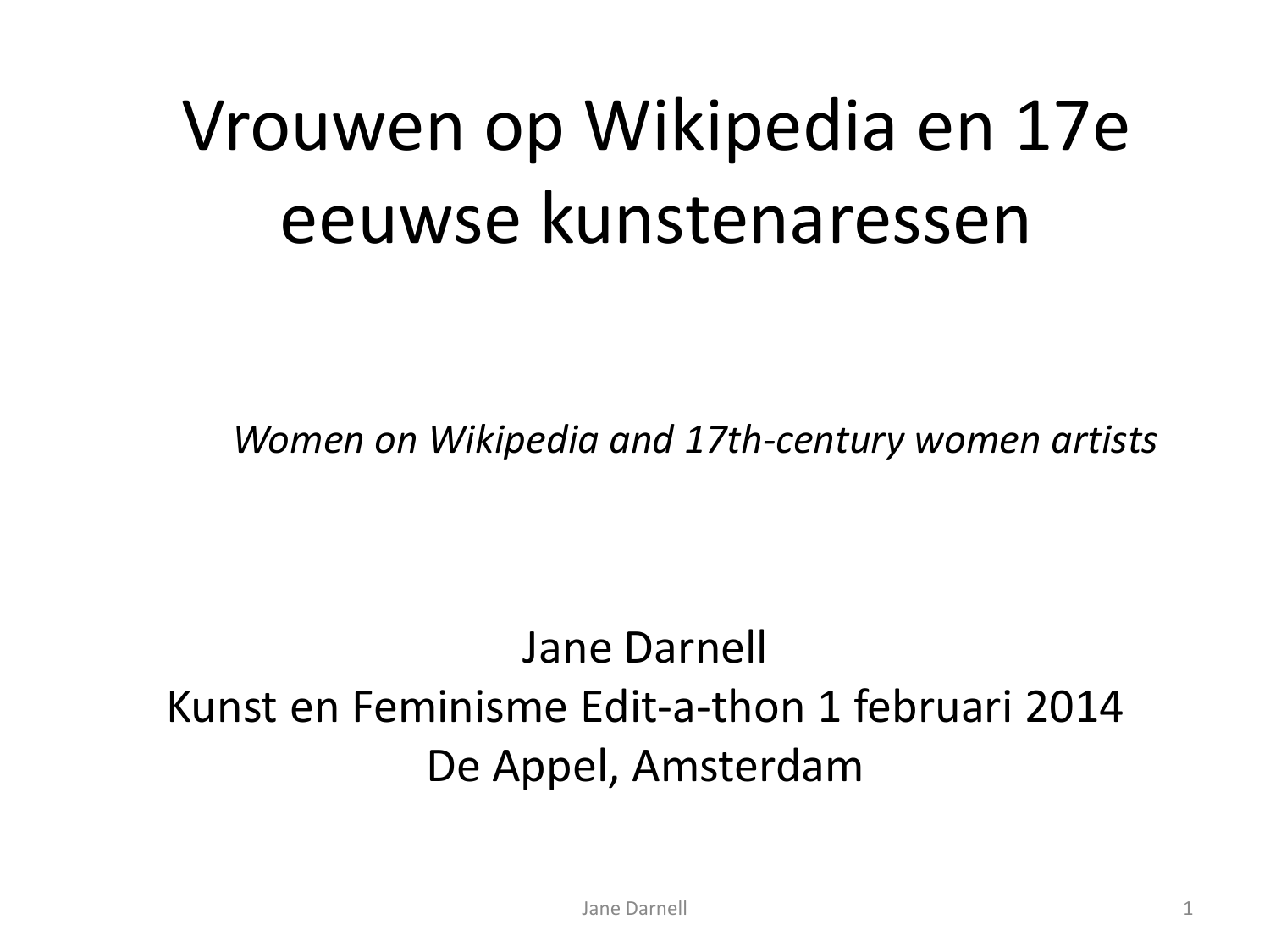# Vrouwen op Wikipedia en 17e eeuwse kunstenaressen

*Women on Wikipedia and 17th-century women artists*

Jane Darnell
Kunst en Feminisme Edit-a-thon 1 februari 2014
De Appel, Amsterdam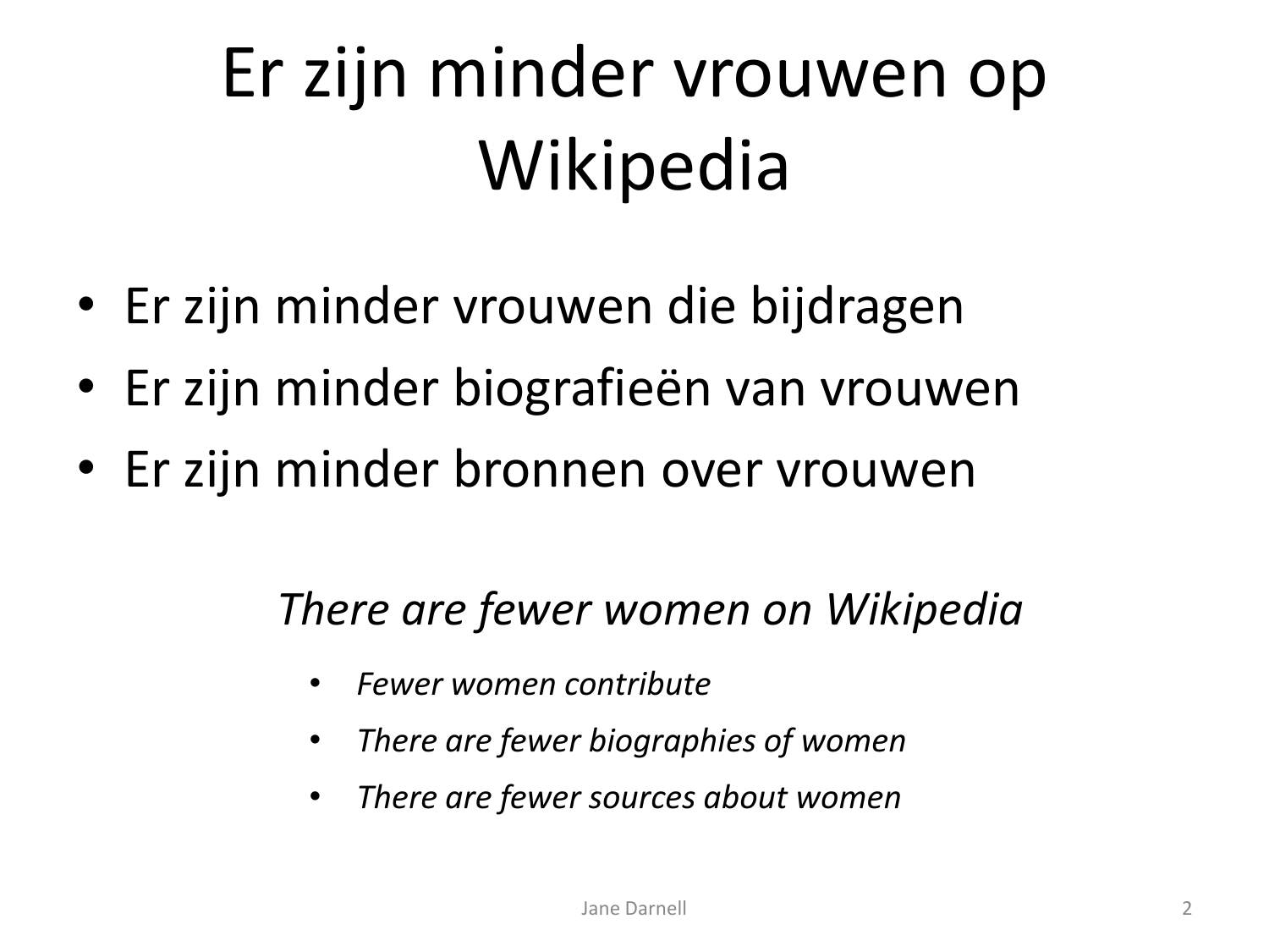# Er zijn minder vrouwen op Wikipedia

- Er zijn minder vrouwen die bijdragen
- Er zijn minder biografieën van vrouwen
- Er zijn minder bronnen over vrouwen

*There are fewer women on Wikipedia*

- *Fewer women contribute*
- *There are fewer biographies of women*
- *There are fewer sources about women*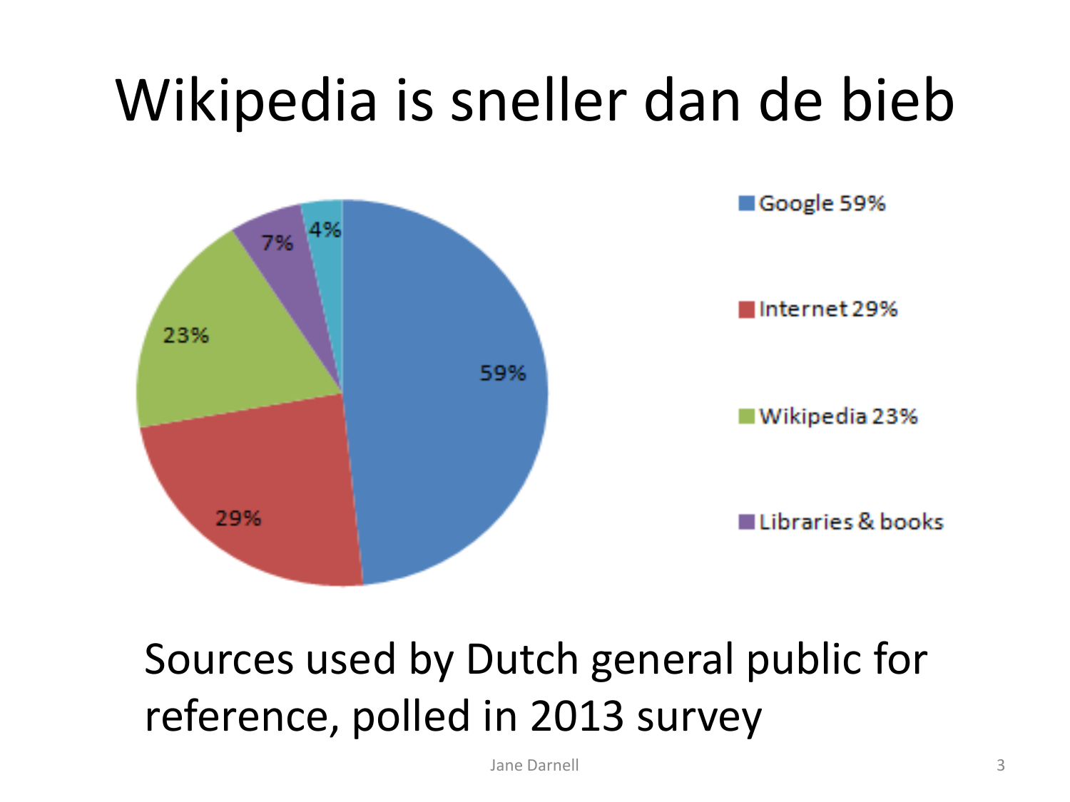# Wikipedia is sneller dan de bieb

- Google 59%
- Internet 29%
- Wikipedia 23%
- Libraries & books

59%, 29%, 23%, 7%, 4%

Sources used by Dutch general public for reference, polled in 2013 survey

Jane Darnell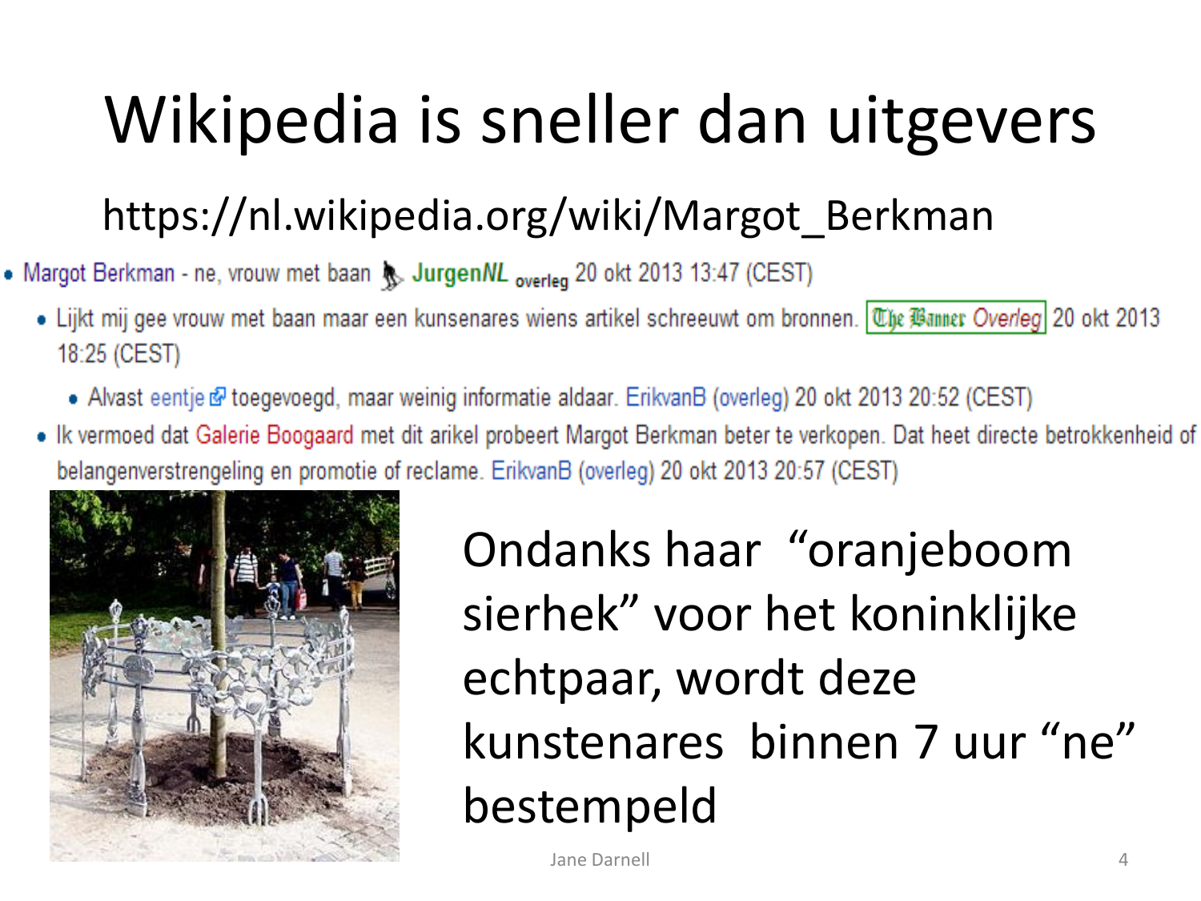# Wikipedia is sneller dan uitgevers

https://nl.wikipedia.org/wiki/Margot_Berkman

- Margot Berkman - ne, vrouw met baan JurgenNL overleg 20 okt 2013 13:47 (CEST)
  - Lijkt mij gee vrouw met baan maar een kunsenares wiens artikel schreeuwt om bronnen. The Banner Overleg 20 okt 2013 18:25 (CEST)
    - Alvast eentje toegevoegd, maar weinig informatie aldaar. ErikvanB (overleg) 20 okt 2013 20:52 (CEST)
  - Ik vermoed dat Galerie Boogaard met dit arikel probeert Margot Berkman beter te verkopen. Dat heet directe betrokkenheid of belangenverstrengeling en promotie of reclame. ErikvanB (overleg) 20 okt 2013 20:57 (CEST)

Ondanks haar "oranjeboom sierhek" voor het koninklijke echtpaar, wordt deze kunstenares binnen 7 uur "ne" bestempeld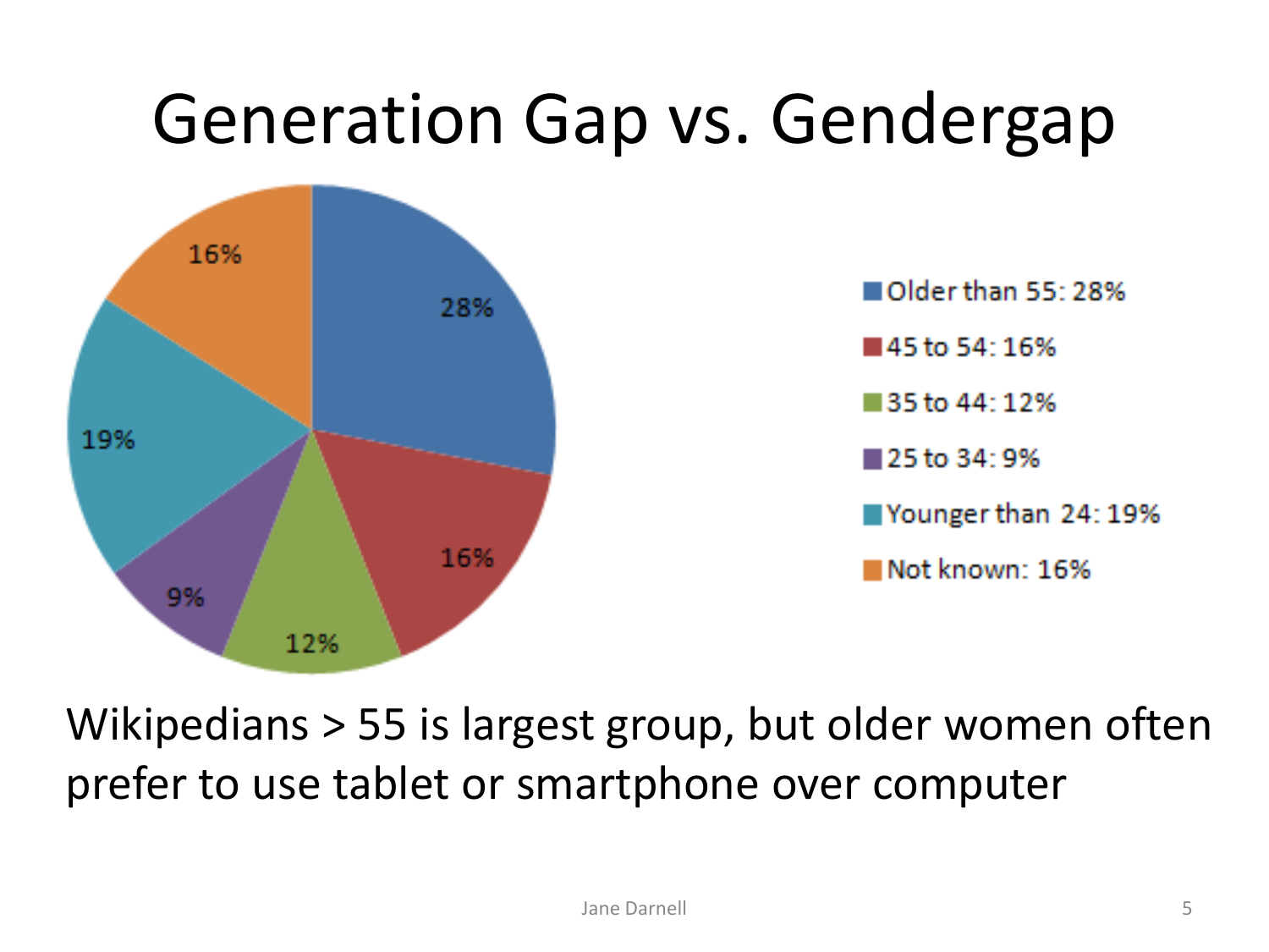# Generation Gap vs. Gendergap

- Older than 55: 28%
- 45 to 54: 16%
- 35 to 44: 12%
- 25 to 34: 9%
- Younger than 24: 19%
- Not known: 16%

Wikipedians > 55 is largest group, but older women often prefer to use tablet or smartphone over computer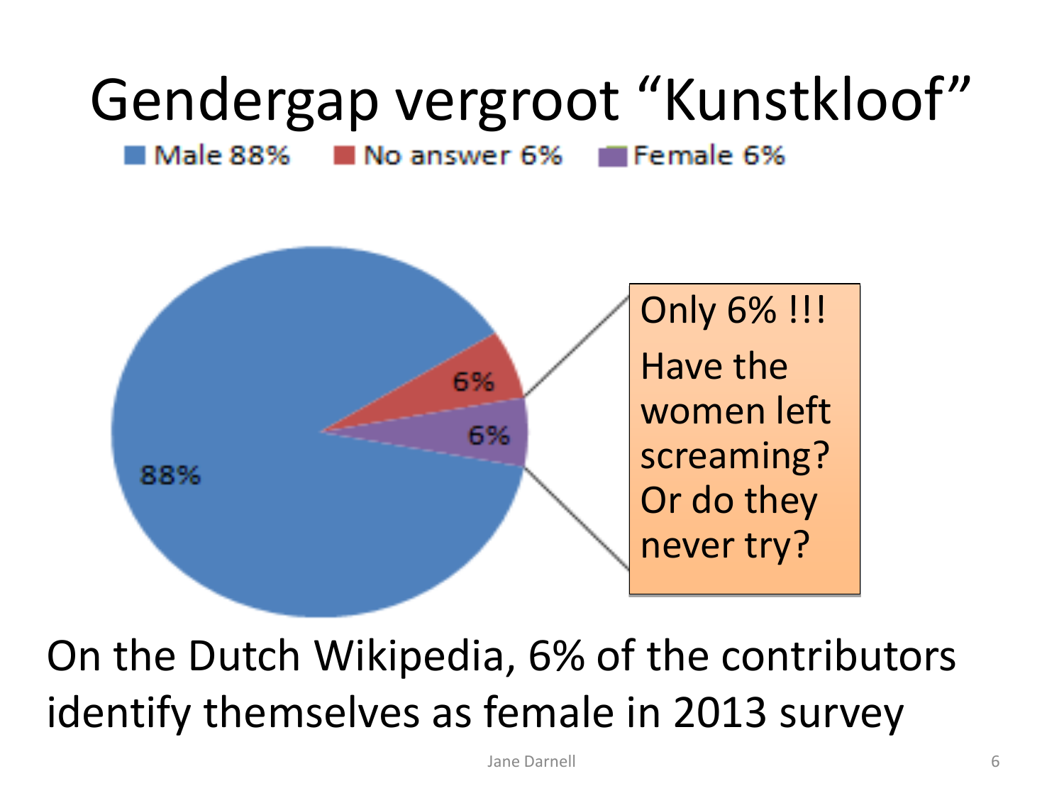# Gendergap vergroot "Kunstkloof"

Male 88% | No answer 6% | Female 6%

88% | 6% | 6%

Only 6% !!!

Have the women left screaming? Or do they never try?

On the Dutch Wikipedia, 6% of the contributors identify themselves as female in 2013 survey

Jane Darnell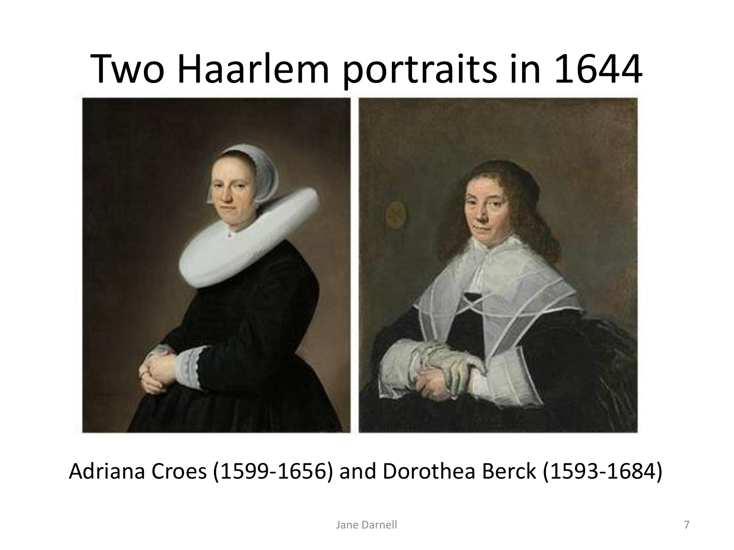# Two Haarlem portraits in 1644

Adriana Croes (1599-1656) and Dorothea Berck (1593-1684)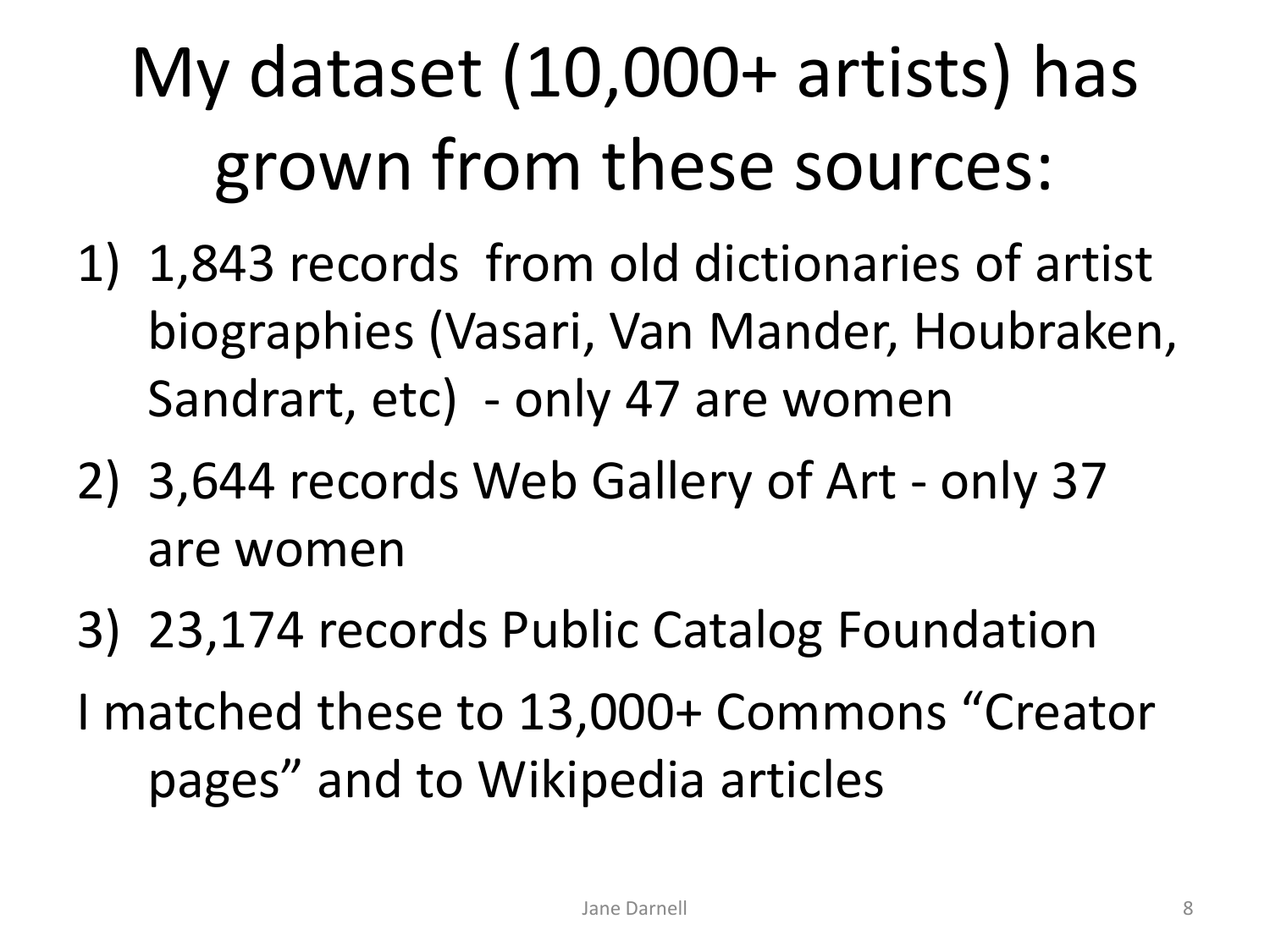# My dataset (10,000+ artists) has grown from these sources:

1) 1,843 records from old dictionaries of artist biographies (Vasari, Van Mander, Houbraken, Sandrart, etc) - only 47 are women
2) 3,644 records Web Gallery of Art - only 37 are women
3) 23,174 records Public Catalog Foundation

I matched these to 13,000+ Commons "Creator pages" and to Wikipedia articles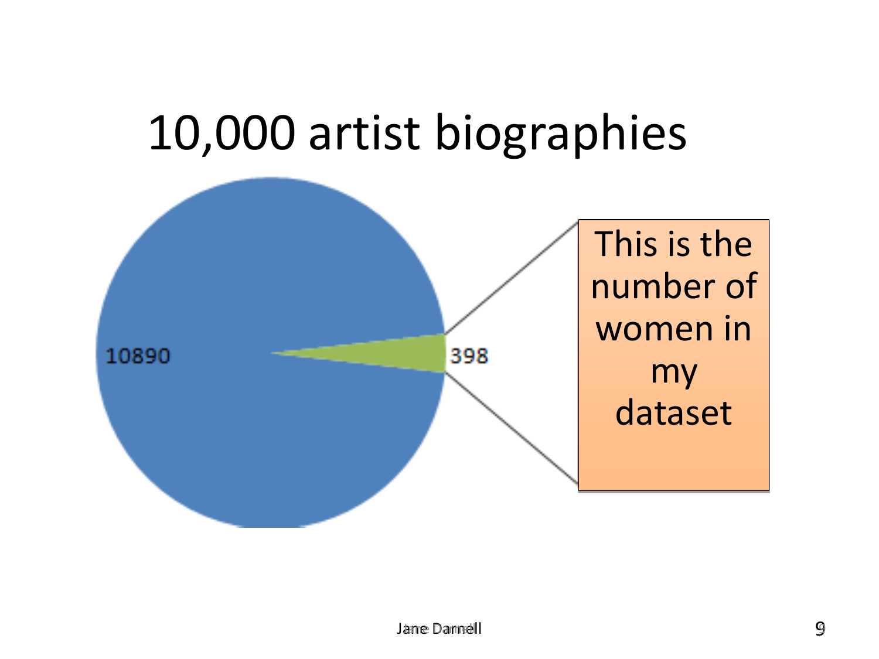# 10,000 artist biographies

10890

398

This is the number of women in my dataset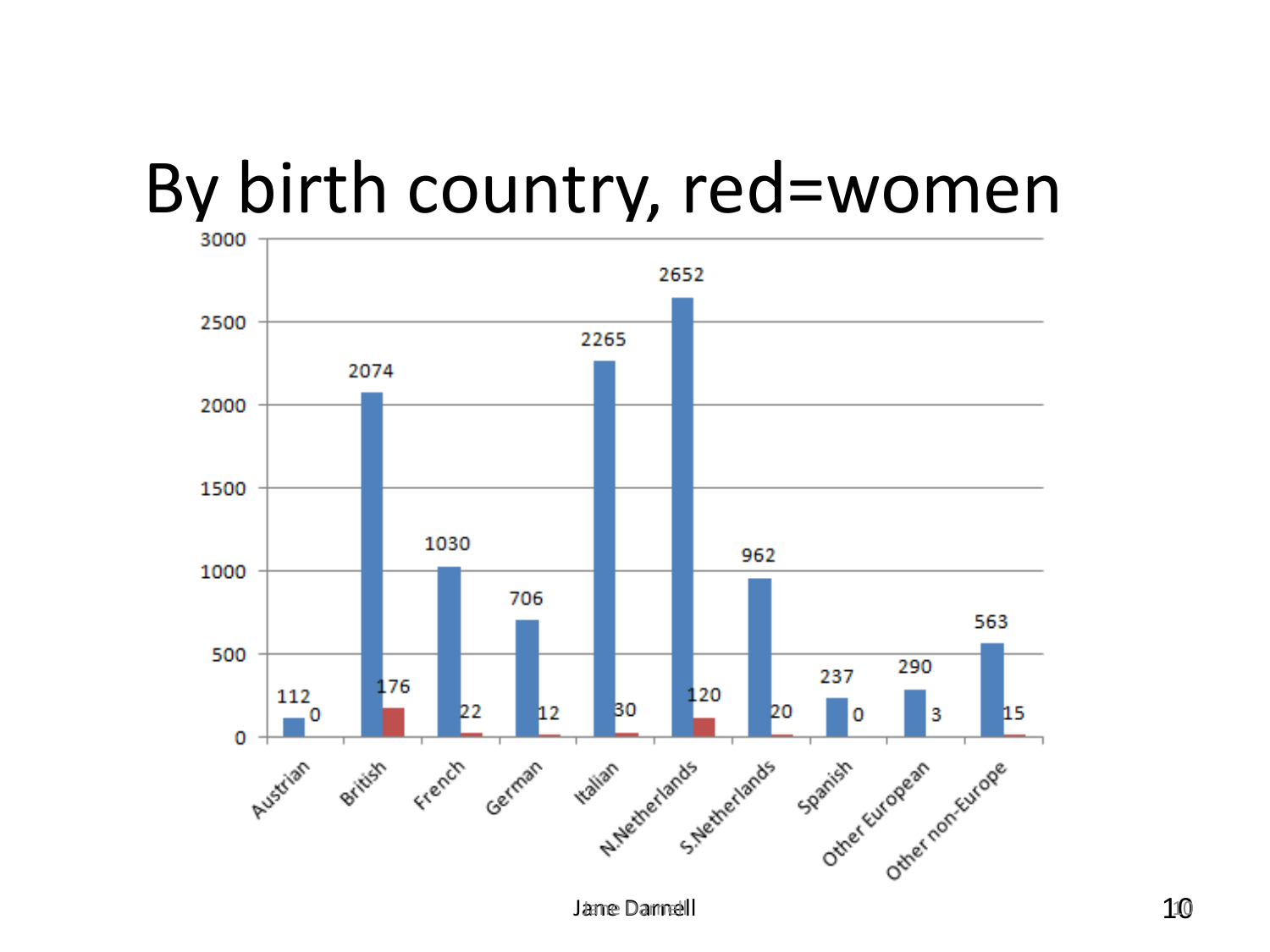# By birth country, red=women

| Birth country | Men (blue) | Women (red) |
|---|---|---|
| Austrian | 112 | 0 |
| British | 2074 | 176 |
| French | 1030 | 22 |
| German | 706 | 12 |
| Italian | 2265 | 30 |
| N.Netherlands | 2652 | 120 |
| S.Netherlands | 962 | 20 |
| Spanish | 237 | 0 |
| Other European | 290 | 3 |
| Other non-Europe | 563 | 15 |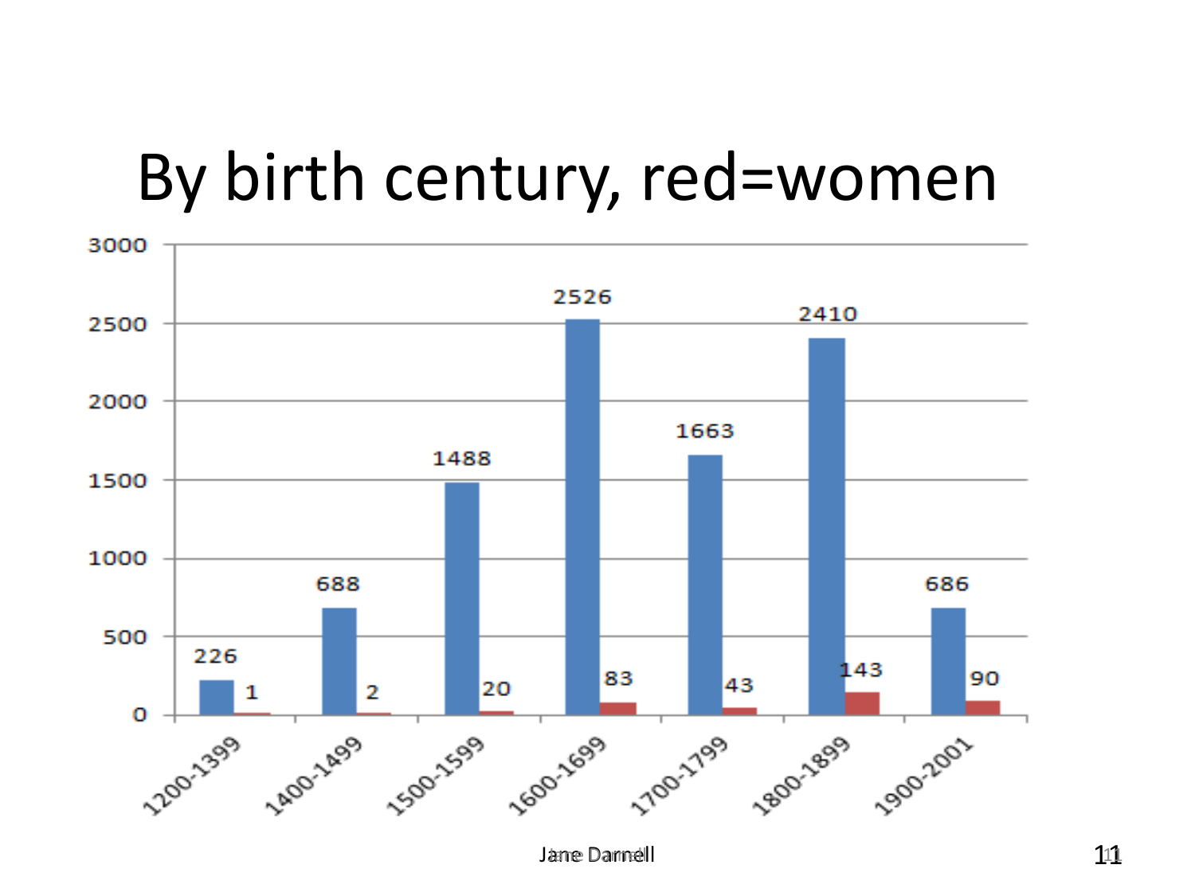# By birth century, red=women

| Birth century | Blue | Red (women) |
| --- | --- | --- |
| 1200-1399 | 226 | 1 |
| 1400-1499 | 688 | 2 |
| 1500-1599 | 1488 | 20 |
| 1600-1699 | 2526 | 83 |
| 1700-1799 | 1663 | 43 |
| 1800-1899 | 2410 | 143 |
| 1900-2001 | 686 | 90 |

Jane Darnell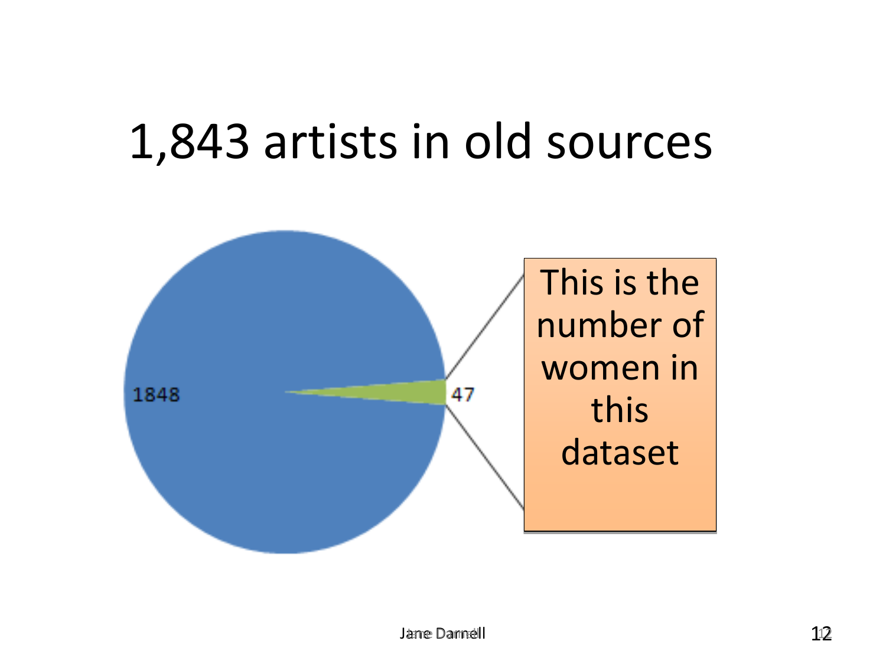# 1,843 artists in old sources

1848

47

This is the number of women in this dataset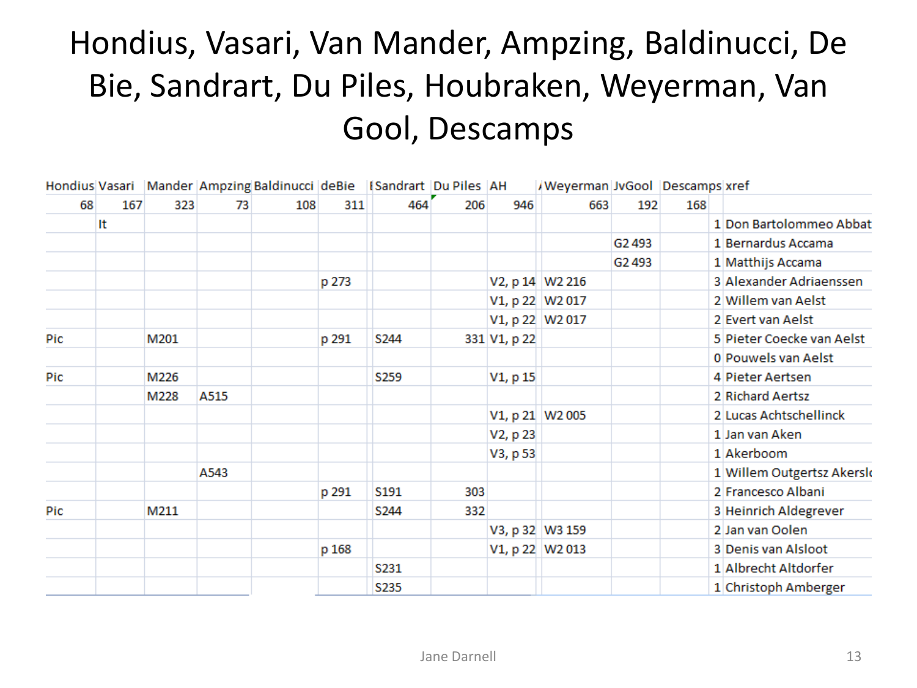# Hondius, Vasari, Van Mander, Ampzing, Baldinucci, De Bie, Sandrart, Du Piles, Houbraken, Weyerman, Van Gool, Descamps

| Hondius | Vasari | Mander | Ampzing | Baldinucci | deBie | Sandrart | Du Piles | AH | Weyerman | JvGool | Descamps | xref | |
|---|---|---|---|---|---|---|---|---|---|---|---|---|---|
| 68 | 167 | 323 | 73 | 108 | 311 | 464 | 206 | 946 | 663 | 192 | 168 | | |
| | It | | | | | | | | | | | 1 | Don Bartolommeo Abbat |
| | | | | | | | | | | G2 493 | | 1 | Bernardus Accama |
| | | | | | | | | | | G2 493 | | 1 | Matthijs Accama |
| | | | | | p 273 | | | V2, p 14 | W2 216 | | | 3 | Alexander Adriaenssen |
| | | | | | | | | V1, p 22 | W2 017 | | | 2 | Willem van Aelst |
| | | | | | | | | V1, p 22 | W2 017 | | | 2 | Evert van Aelst |
| Pic | | M201 | | | p 291 | S244 | 331 | V1, p 22 | | | | 5 | Pieter Coecke van Aelst |
| | | | | | | | | | | | | 0 | Pouwels van Aelst |
| Pic | | M226 | | | | S259 | | V1, p 15 | | | | 4 | Pieter Aertsen |
| | | M228 | A515 | | | | | | | | | 2 | Richard Aertsz |
| | | | | | | | | V1, p 21 | W2 005 | | | 2 | Lucas Achtschellinck |
| | | | | | | | | V2, p 23 | | | | 1 | Jan van Aken |
| | | | | | | | | V3, p 53 | | | | 1 | Akerboom |
| | | | A543 | | | | | | | | | 1 | Willem Outgertsz Akersl |
| | | | | | p 291 | S191 | 303 | | | | | 2 | Francesco Albani |
| Pic | | M211 | | | | S244 | 332 | | | | | 3 | Heinrich Aldegrever |
| | | | | | | | | V3, p 32 | W3 159 | | | 2 | Jan van Oolen |
| | | | | | p 168 | | | V1, p 22 | W2 013 | | | 3 | Denis van Alsloot |
| | | | | | | S231 | | | | | | 1 | Albrecht Altdorfer |
| | | | | | | S235 | | | | | | 1 | Christoph Amberger |

Jane Darnell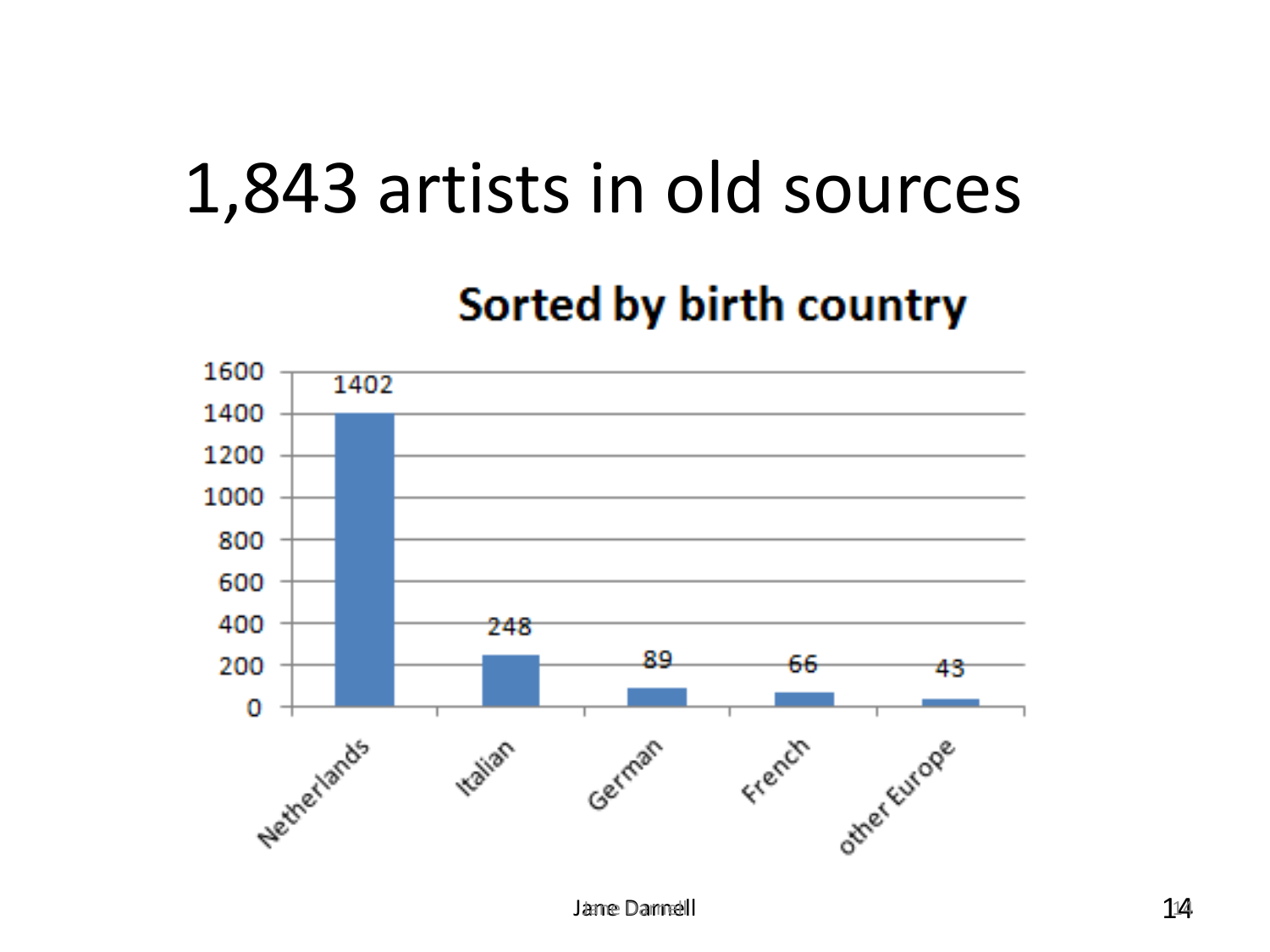# 1,843 artists in old sources

## Sorted by birth country

| Birth country | Artists |
| --- | --- |
| Netherlands | 1402 |
| Italian | 248 |
| German | 89 |
| French | 66 |
| other Europe | 43 |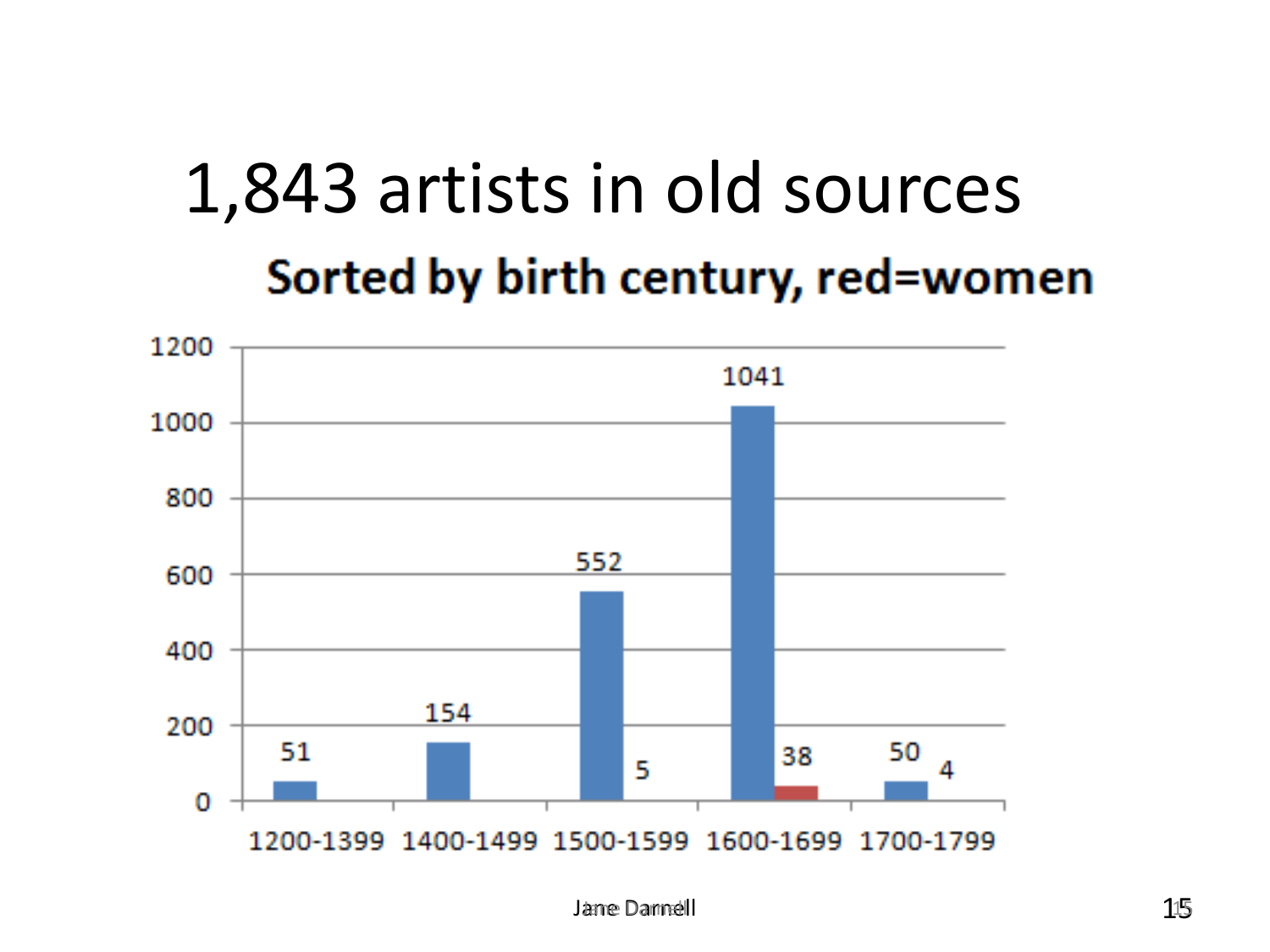# 1,843 artists in old sources

## Sorted by birth century, red=women

| Birth century | Men (blue) | Women (red) |
| --- | --- | --- |
| 1200-1399 | 51 | |
| 1400-1499 | 154 | |
| 1500-1599 | 552 | 5 |
| 1600-1699 | 1041 | 38 |
| 1700-1799 | 50 | 4 |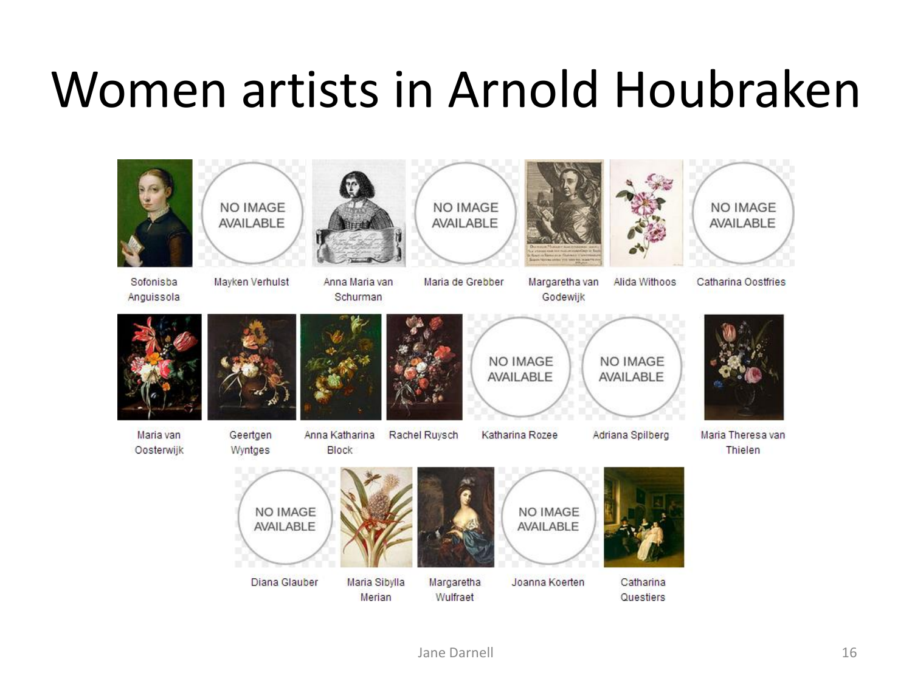# Women artists in Arnold Houbraken

Sofonisba Anguissola

Mayken Verhulst

Anna Maria van Schurman

Maria de Grebber

Margaretha van Godewijk

Alida Withoos

Catharina Oostfries

Maria van Oosterwijk

Geertgen Wyntges

Anna Katharina Block

Rachel Ruysch

Katharina Rozee

Adriana Spilberg

Maria Theresa van Thielen

Diana Glauber

Maria Sibylla Merian

Margaretha Wulfraet

Joanna Koerten

Catharina Questiers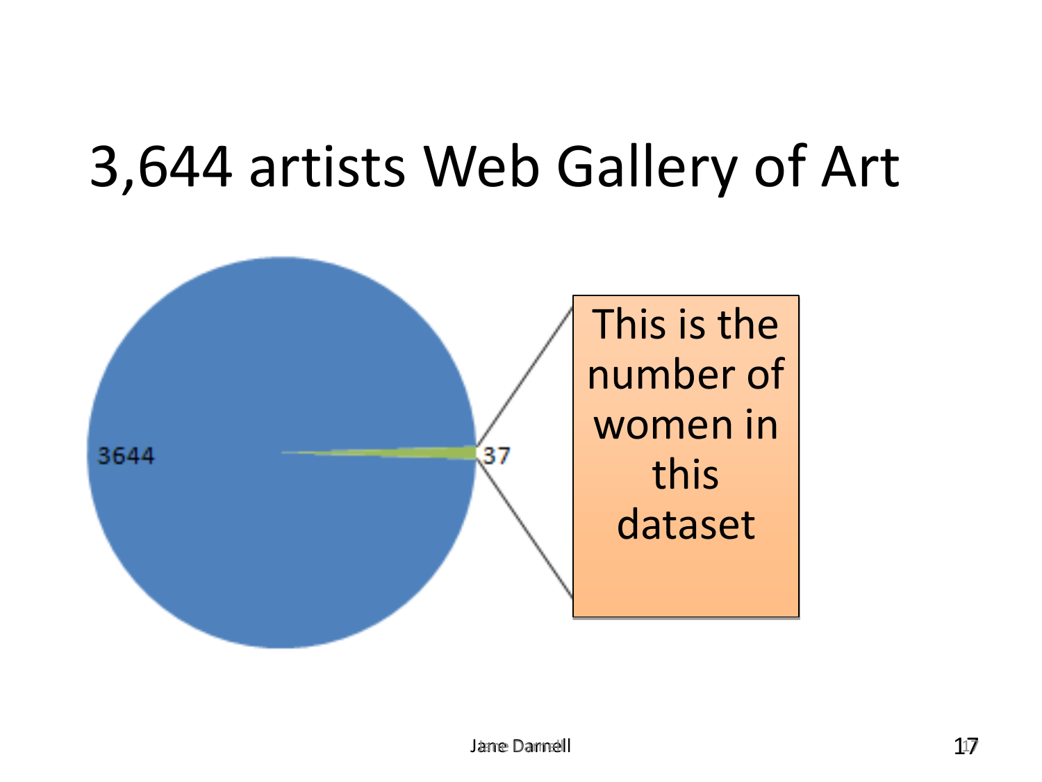# 3,644 artists Web Gallery of Art

3644

37

This is the number of women in this dataset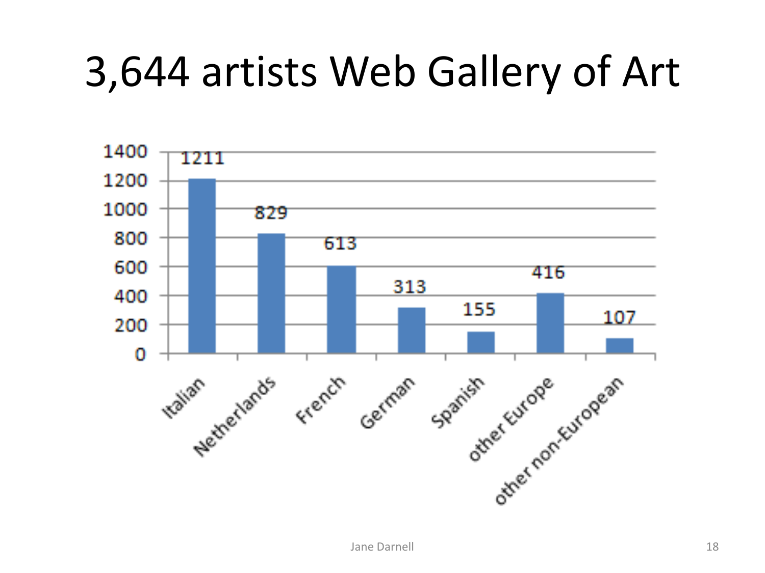# 3,644 artists Web Gallery of Art

| Category | Number of artists |
|---|---|
| Italian | 1211 |
| Netherlands | 829 |
| French | 613 |
| German | 313 |
| Spanish | 155 |
| other Europe | 416 |
| other non-European | 107 |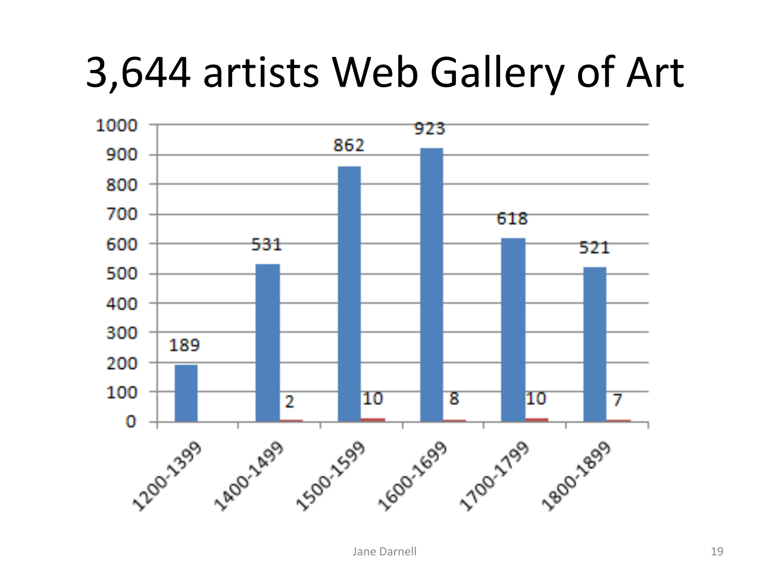# 3,644 artists Web Gallery of Art

| Period | Blue series | Red series |
|---|---|---|
| 1200-1399 | 189 | |
| 1400-1499 | 531 | 2 |
| 1500-1599 | 862 | 10 |
| 1600-1699 | 923 | 8 |
| 1700-1799 | 618 | 10 |
| 1800-1899 | 521 | 7 |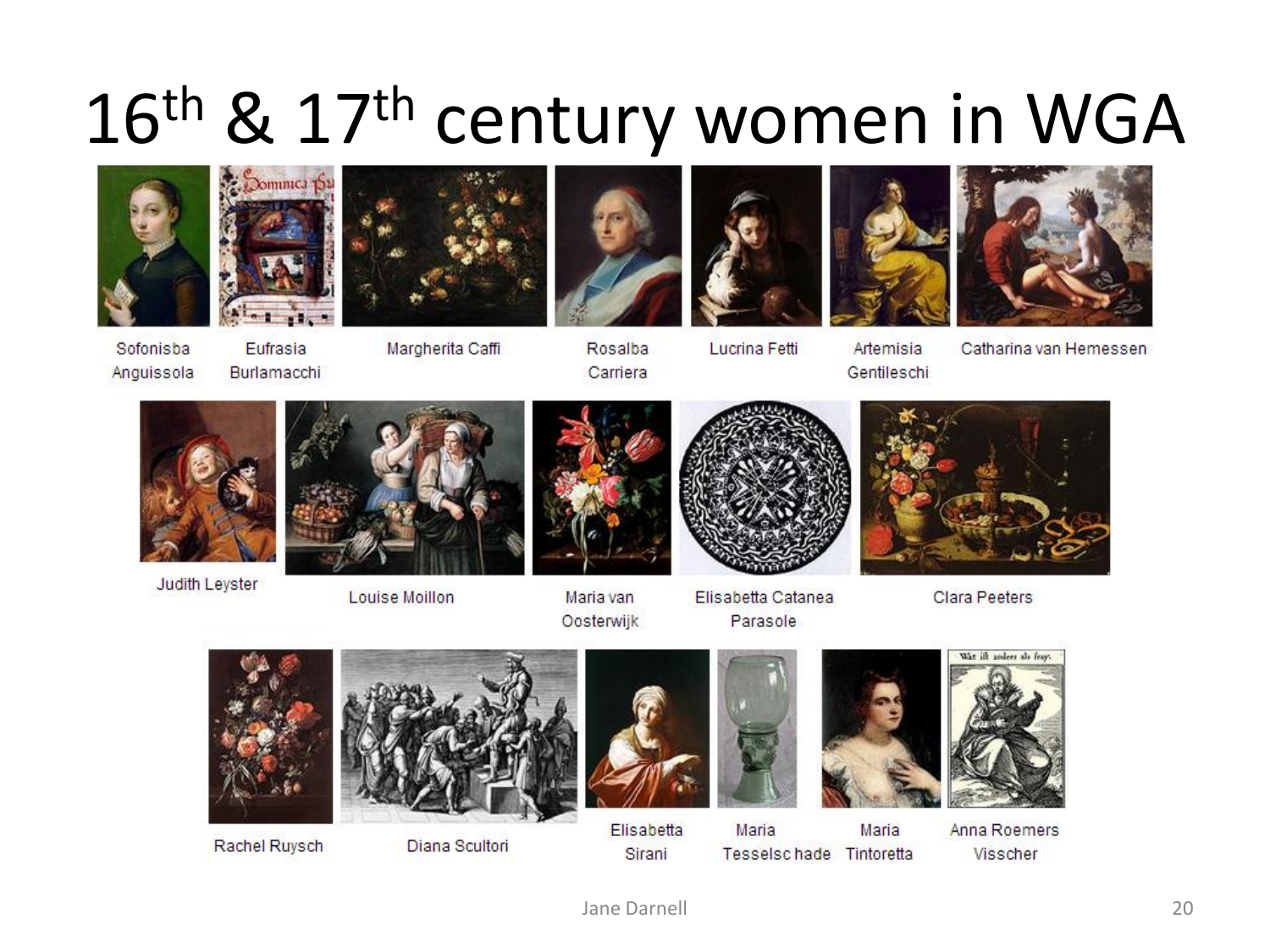# 16th & 17th century women in WGA

Sofonisba Anguissola

Eufrasia Burlamacchi

Margherita Caffi

Rosalba Carriera

Lucrina Fetti

Artemisia Gentileschi

Catharina van Hemessen

Judith Leyster

Louise Moillon

Maria van Oosterwijk

Elisabetta Catanea Parasole

Clara Peeters

Rachel Ruysch

Diana Scultori

Elisabetta Sirani

Maria Tesselschade

Maria Tintoretta

Anna Roemers Visscher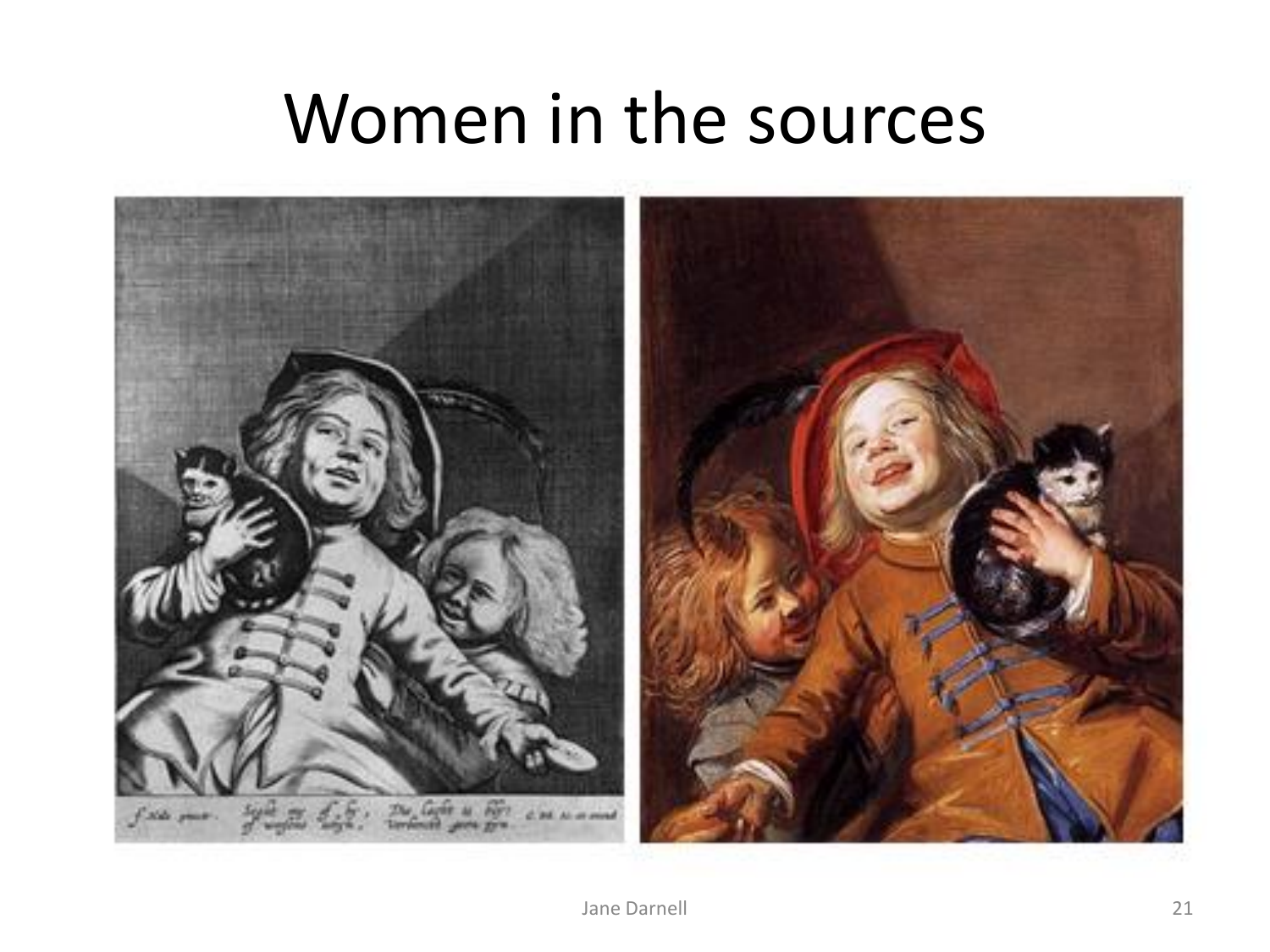# Women in the sources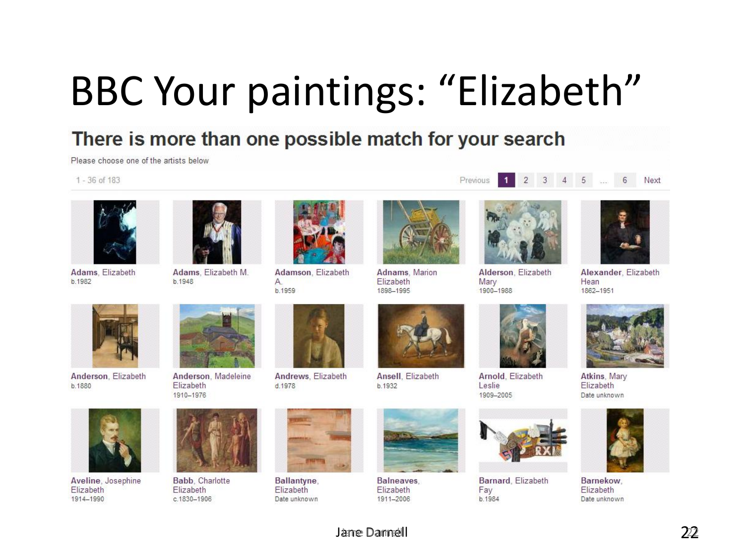# BBC Your paintings: "Elizabeth"

## There is more than one possible match for your search

Please choose one of the artists below

1 - 36 of 183

Previous **1** 2 3 4 5 ... 6 Next

| | | | | | |
|---|---|---|---|---|---|
| **Adams**, Elizabeth b.1982 | **Adams**, Elizabeth M. b.1948 | **Adamson**, Elizabeth A. b.1959 | **Adnams**, Marion Elizabeth 1898–1995 | **Alderson**, Elizabeth Mary 1900–1988 | **Alexander**, Elizabeth Hean 1862–1951 |
| **Anderson**, Elizabeth b.1880 | **Anderson**, Madeleine Elizabeth 1910–1976 | **Andrews**, Elizabeth d.1978 | **Ansell**, Elizabeth b.1932 | **Arnold**, Elizabeth Leslie 1909–2005 | **Atkins**, Mary Elizabeth Date unknown |
| **Aveline**, Josephine Elizabeth 1914–1990 | **Babb**, Charlotte Elizabeth c.1830–1906 | **Ballantyne**, Elizabeth Date unknown | **Balneaves**, Elizabeth 1911–2006 | **Barnard**, Elizabeth Fay b.1984 | **Barnekow**, Elizabeth Date unknown |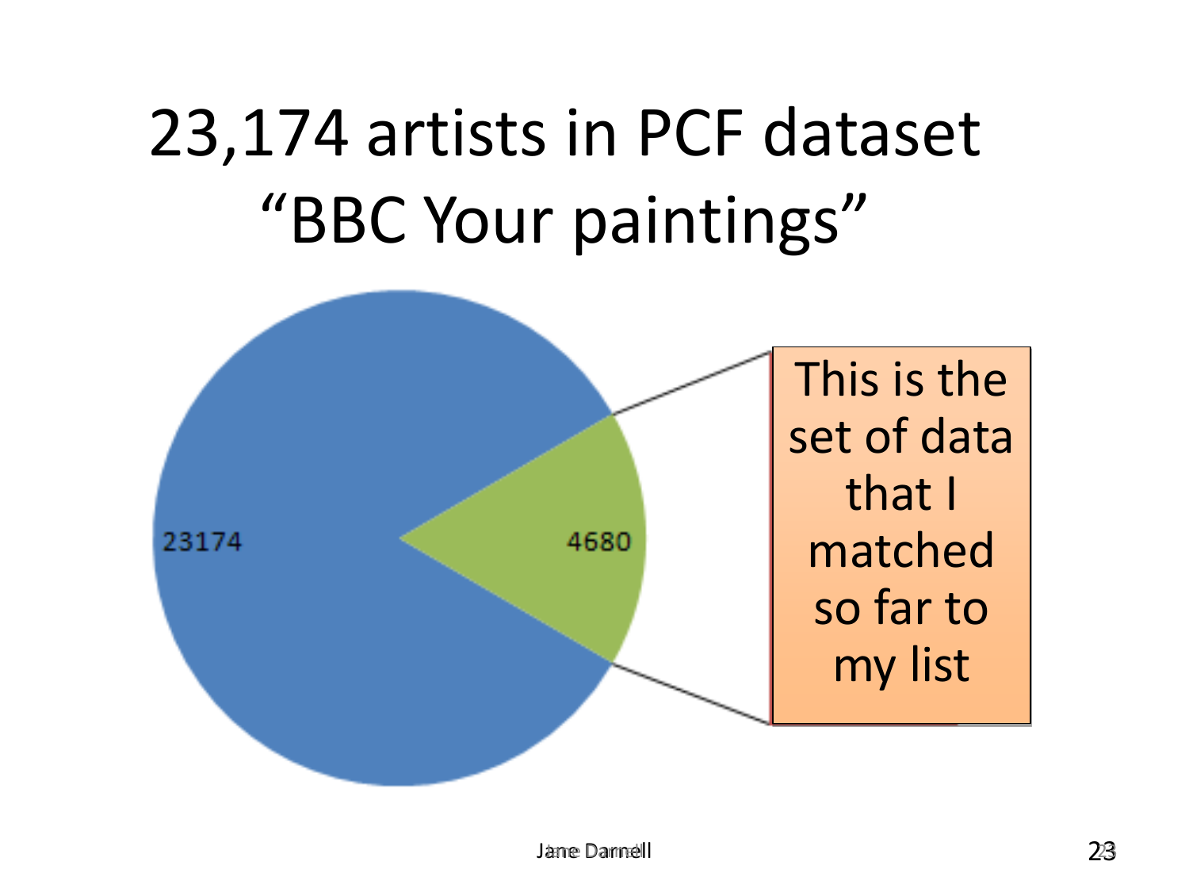# 23,174 artists in PCF dataset "BBC Your paintings"

23174

4680

This is the set of data that I matched so far to my list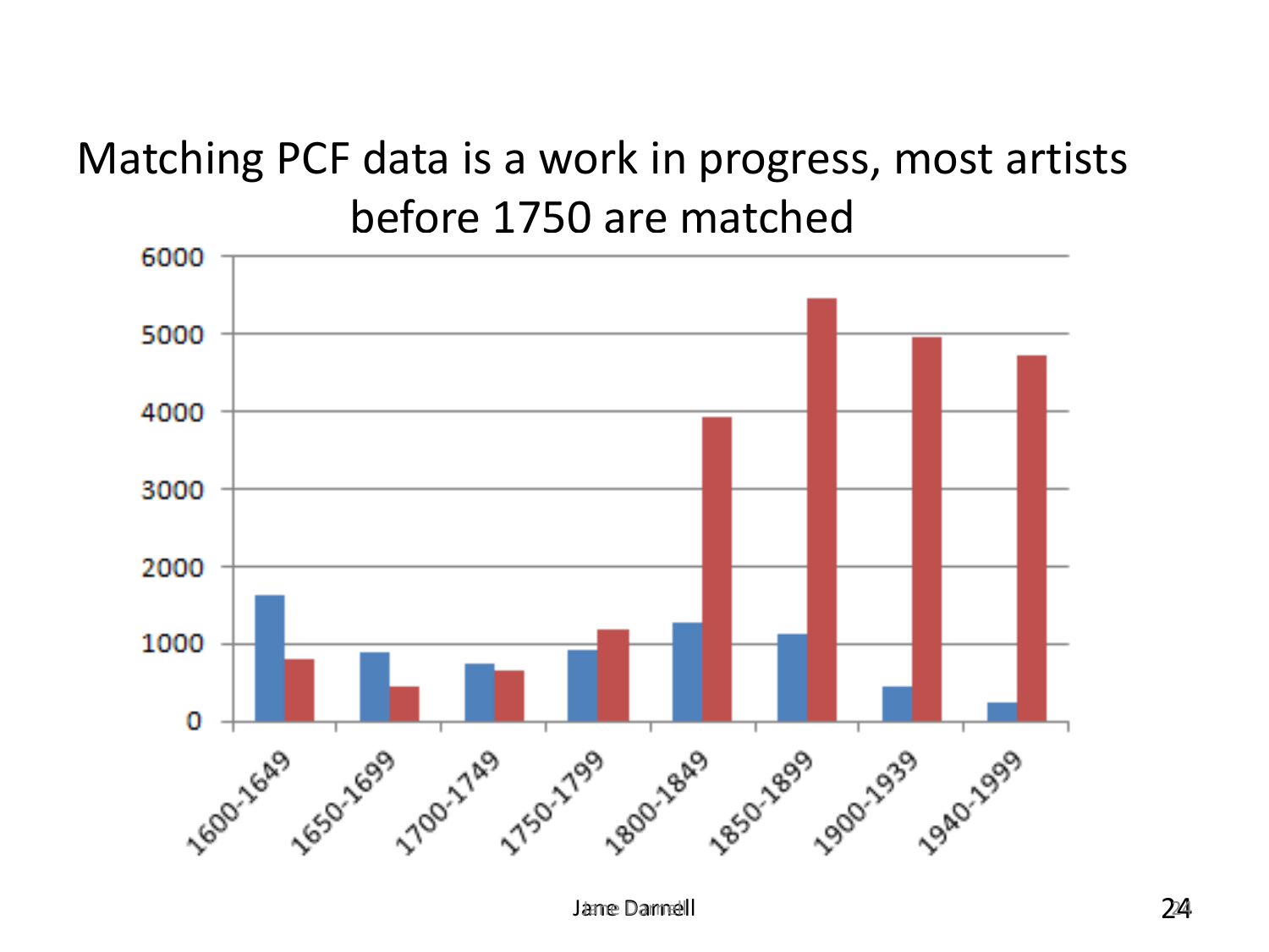# Matching PCF data is a work in progress, most artists before 1750 are matched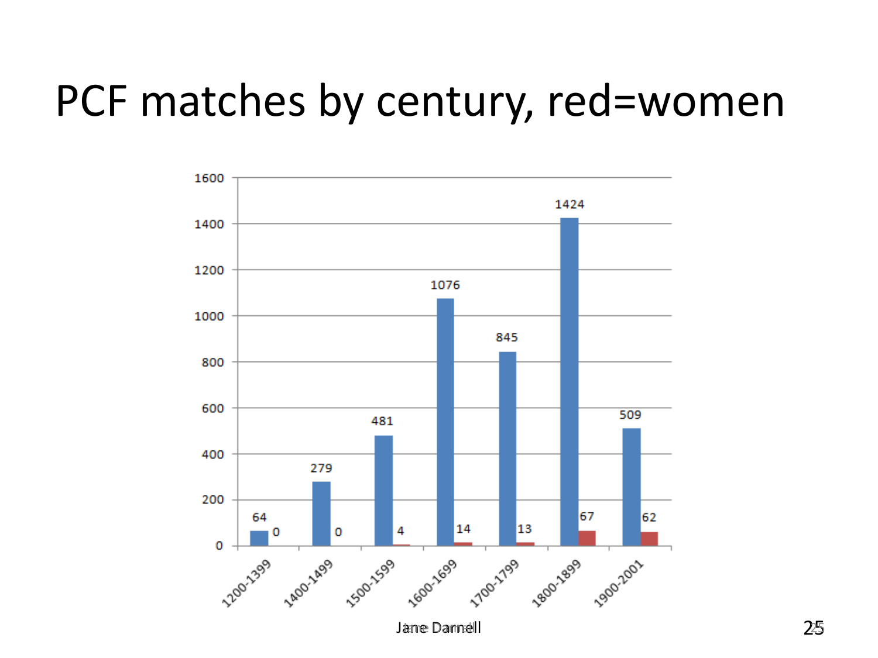# PCF matches by century, red=women

| Century | All | Women |
|---|---|---|
| 1200-1399 | 64 | 0 |
| 1400-1499 | 279 | 0 |
| 1500-1599 | 481 | 4 |
| 1600-1699 | 1076 | 14 |
| 1700-1799 | 845 | 13 |
| 1800-1899 | 1424 | 67 |
| 1900-2001 | 509 | 62 |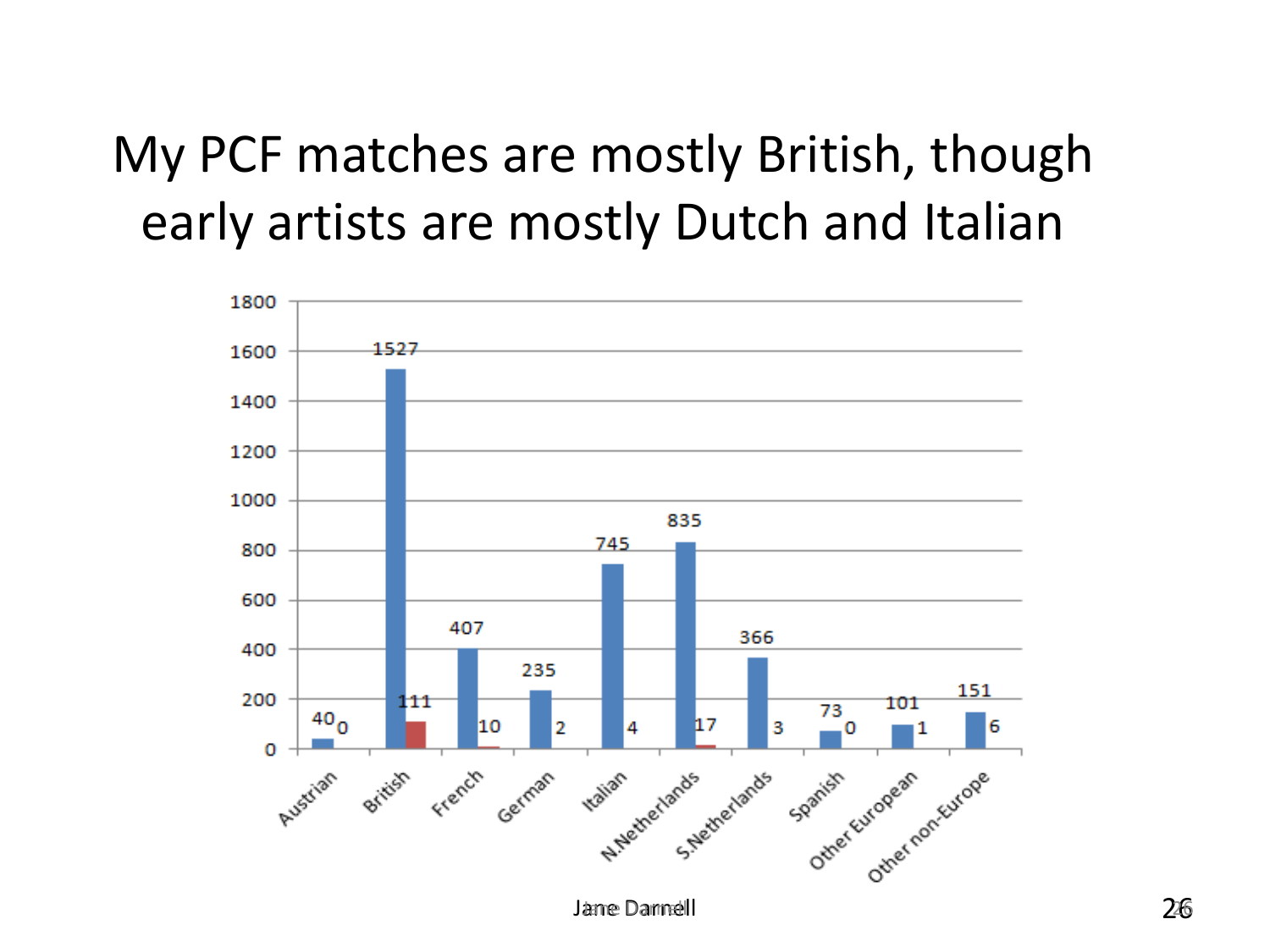# My PCF matches are mostly British, though early artists are mostly Dutch and Italian

| | Series 1 | Series 2 |
|---|---|---|
| Austrian | 40 | 0 |
| British | 1527 | 111 |
| French | 407 | 10 |
| German | 235 | 2 |
| Italian | 745 | 4 |
| N.Netherlands | 835 | 17 |
| S.Netherlands | 366 | 3 |
| Spanish | 73 | 0 |
| Other European | 101 | 1 |
| Other non-Europe | 151 | 6 |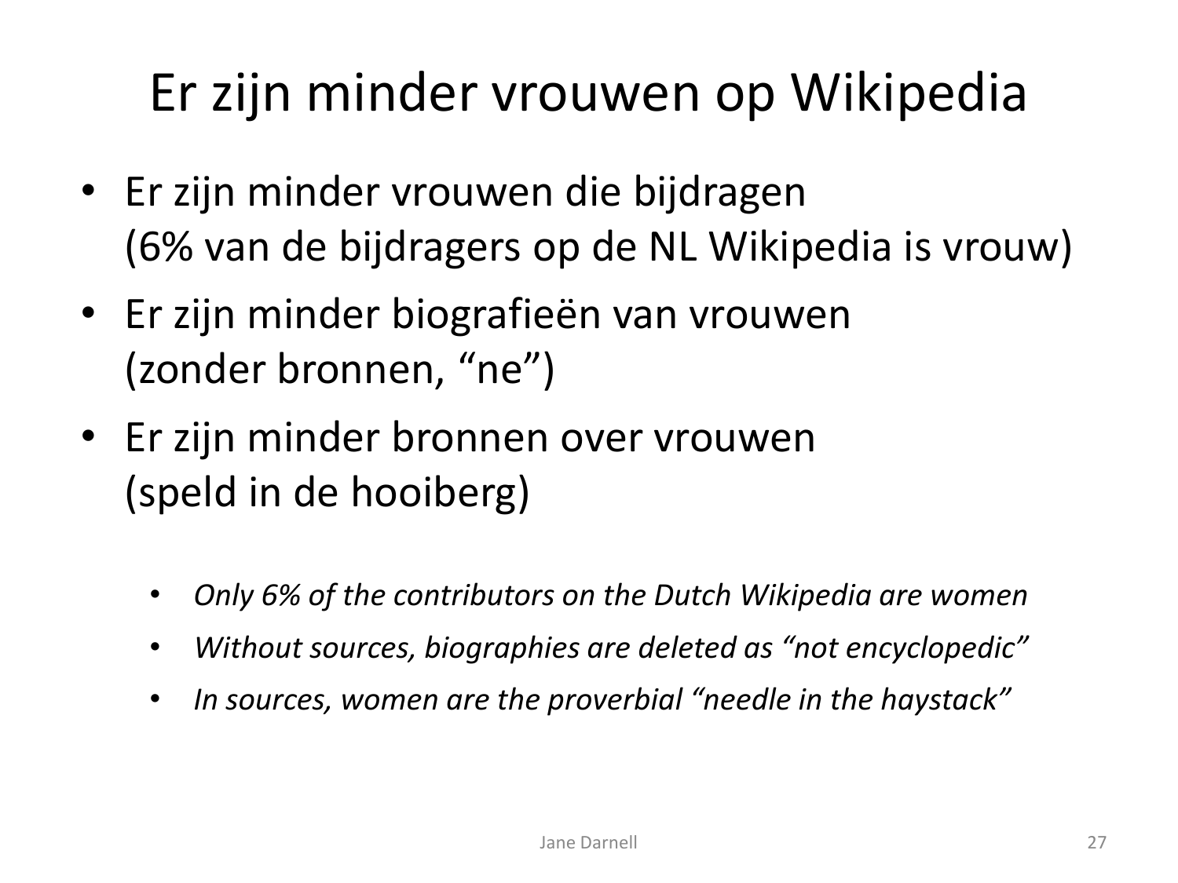# Er zijn minder vrouwen op Wikipedia

- Er zijn minder vrouwen die bijdragen
  (6% van de bijdragers op de NL Wikipedia is vrouw)
- Er zijn minder biografieën van vrouwen
  (zonder bronnen, “ne”)
- Er zijn minder bronnen over vrouwen
  (speld in de hooiberg)

  - *Only 6% of the contributors on the Dutch Wikipedia are women*
  - *Without sources, biographies are deleted as “not encyclopedic”*
  - *In sources, women are the proverbial “needle in the haystack”*